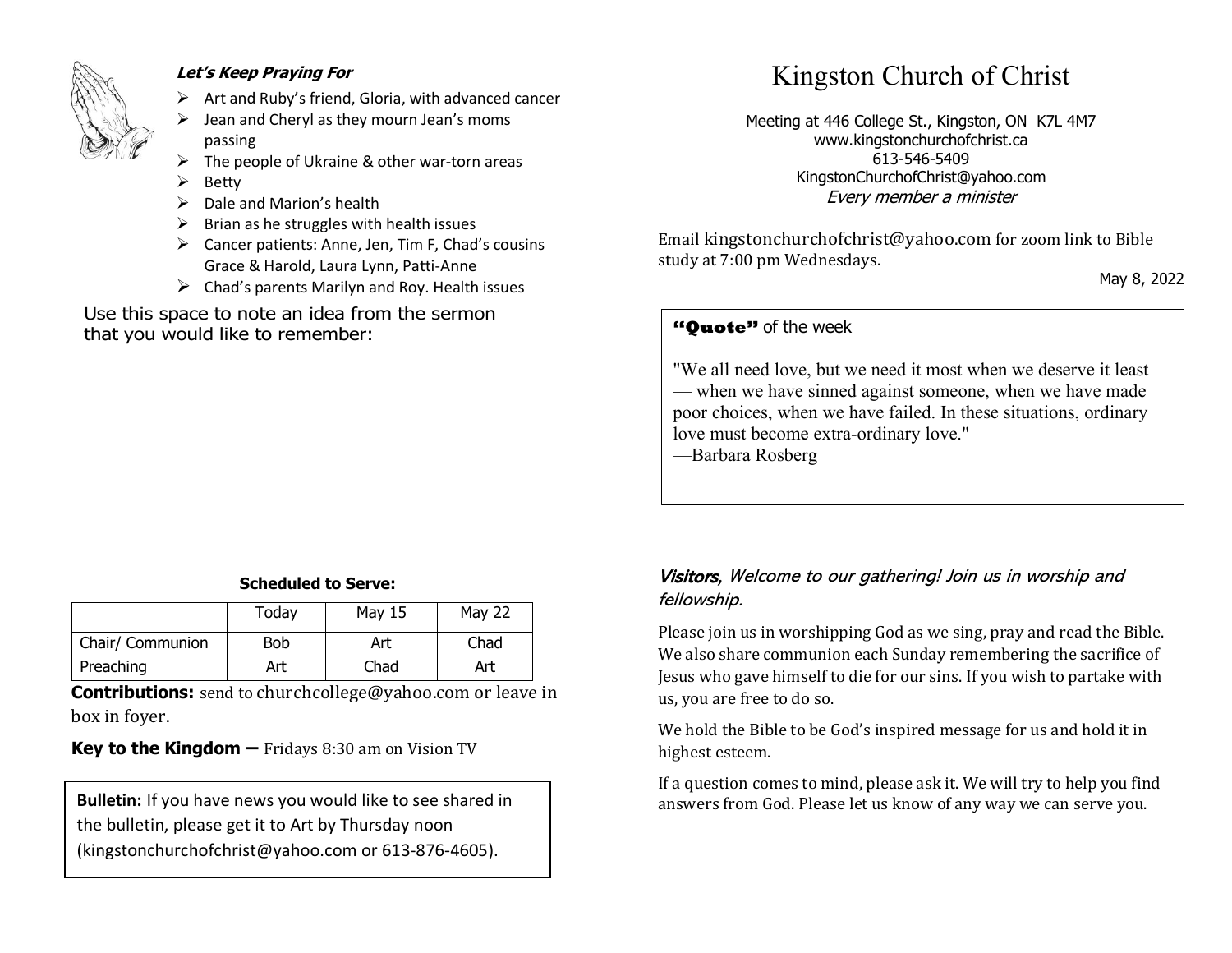# Kingston Church of Christ

Meeting at 446 College St., Kingston, ON K7L 4M7
www.kingstonchurchofchrist.ca
613-546-5409
KingstonChurchofChrist@yahoo.com
*Every member a minister*

Email kingstonchurchofchrist@yahoo.com for zoom link to Bible study at 7:00 pm Wednesdays.

May 8, 2022

**"Quote"** of the week

"We all need love, but we need it most when we deserve it least — when we have sinned against someone, when we have made poor choices, when we have failed. In these situations, ordinary love must become extra-ordinary love."
—Barbara Rosberg

*Visitors, Welcome to our gathering! Join us in worship and fellowship.*

Please join us in worshipping God as we sing, pray and read the Bible. We also share communion each Sunday remembering the sacrifice of Jesus who gave himself to die for our sins. If you wish to partake with us, you are free to do so.

We hold the Bible to be God's inspired message for us and hold it in highest esteem.

If a question comes to mind, please ask it. We will try to help you find answers from God. Please let us know of any way we can serve you.

***Let's Keep Praying For***

- Art and Ruby's friend, Gloria, with advanced cancer
- Jean and Cheryl as they mourn Jean's moms passing
- The people of Ukraine & other war-torn areas
- Betty
- Dale and Marion's health
- Brian as he struggles with health issues
- Cancer patients: Anne, Jen, Tim F, Chad's cousins Grace & Harold, Laura Lynn, Patti-Anne
- Chad's parents Marilyn and Roy. Health issues

Use this space to note an idea from the sermon that you would like to remember:

**Scheduled to Serve:**

| | Today | May 15 | May 22 |
|---|---|---|---|
| Chair/ Communion | Bob | Art | Chad |
| Preaching | Art | Chad | Art |

**Contributions:** send to churchcollege@yahoo.com or leave in box in foyer.

**Key to the Kingdom –** Fridays 8:30 am on Vision TV

**Bulletin:** If you have news you would like to see shared in the bulletin, please get it to Art by Thursday noon (kingstonchurchofchrist@yahoo.com or 613-876-4605).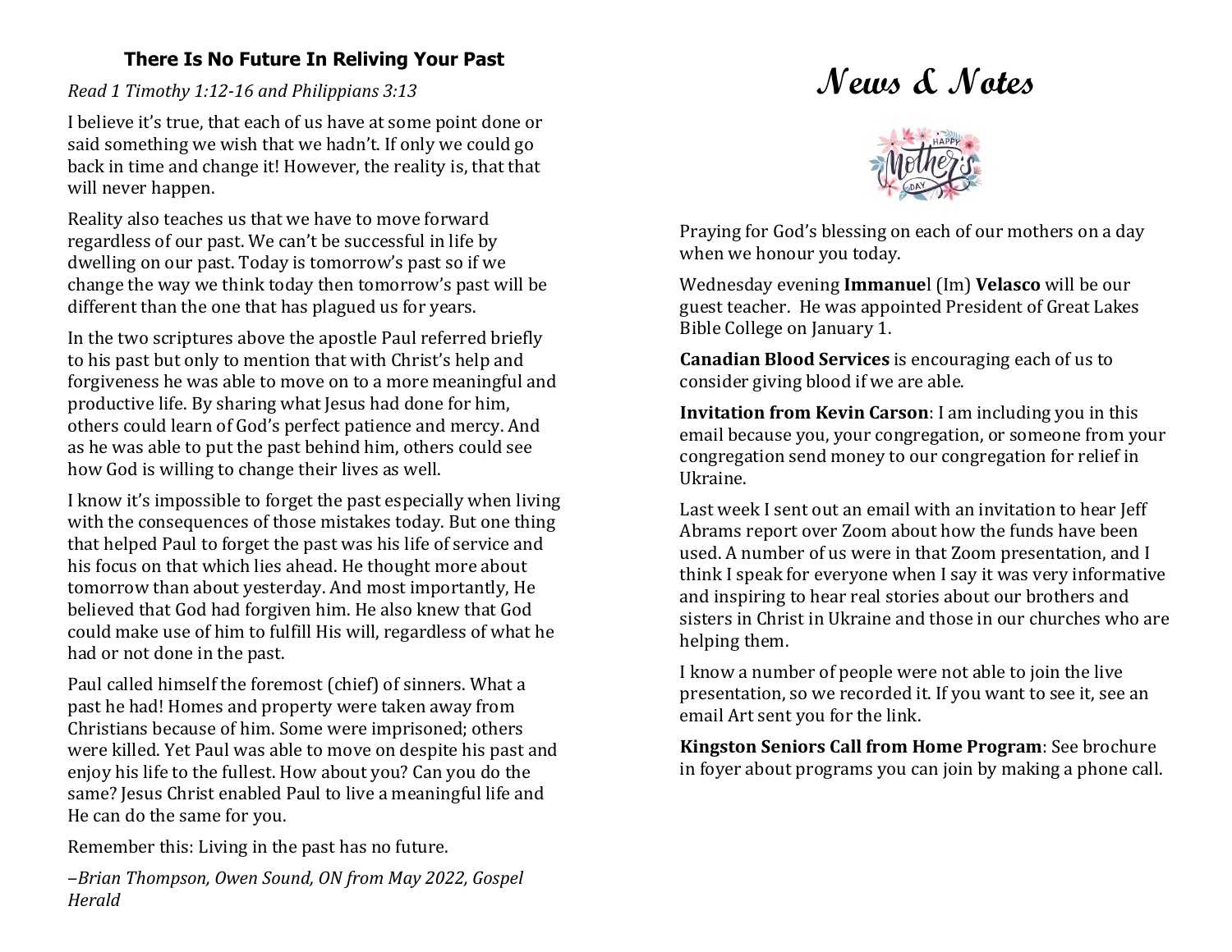### There Is No Future In Reliving Your Past

*Read 1 Timothy 1:12-16 and Philippians 3:13*

I believe it's true, that each of us have at some point done or said something we wish that we hadn't. If only we could go back in time and change it! However, the reality is, that that will never happen.

Reality also teaches us that we have to move forward regardless of our past. We can't be successful in life by dwelling on our past. Today is tomorrow's past so if we change the way we think today then tomorrow's past will be different than the one that has plagued us for years.

In the two scriptures above the apostle Paul referred briefly to his past but only to mention that with Christ's help and forgiveness he was able to move on to a more meaningful and productive life. By sharing what Jesus had done for him, others could learn of God's perfect patience and mercy. And as he was able to put the past behind him, others could see how God is willing to change their lives as well.

I know it's impossible to forget the past especially when living with the consequences of those mistakes today. But one thing that helped Paul to forget the past was his life of service and his focus on that which lies ahead. He thought more about tomorrow than about yesterday. And most importantly, He believed that God had forgiven him. He also knew that God could make use of him to fulfill His will, regardless of what he had or not done in the past.

Paul called himself the foremost (chief) of sinners. What a past he had! Homes and property were taken away from Christians because of him. Some were imprisoned; others were killed. Yet Paul was able to move on despite his past and enjoy his life to the fullest. How about you? Can you do the same? Jesus Christ enabled Paul to live a meaningful life and He can do the same for you.

Remember this: Living in the past has no future.

*–Brian Thompson, Owen Sound, ON from May 2022, Gospel Herald*

# News & Notes

Praying for God's blessing on each of our mothers on a day when we honour you today.

Wednesday evening **Immanue**l (Im) **Velasco** will be our guest teacher. He was appointed President of Great Lakes Bible College on January 1.

**Canadian Blood Services** is encouraging each of us to consider giving blood if we are able.

**Invitation from Kevin Carson**: I am including you in this email because you, your congregation, or someone from your congregation send money to our congregation for relief in Ukraine.

Last week I sent out an email with an invitation to hear Jeff Abrams report over Zoom about how the funds have been used. A number of us were in that Zoom presentation, and I think I speak for everyone when I say it was very informative and inspiring to hear real stories about our brothers and sisters in Christ in Ukraine and those in our churches who are helping them.

I know a number of people were not able to join the live presentation, so we recorded it. If you want to see it, see an email Art sent you for the link.

**Kingston Seniors Call from Home Program**: See brochure in foyer about programs you can join by making a phone call.